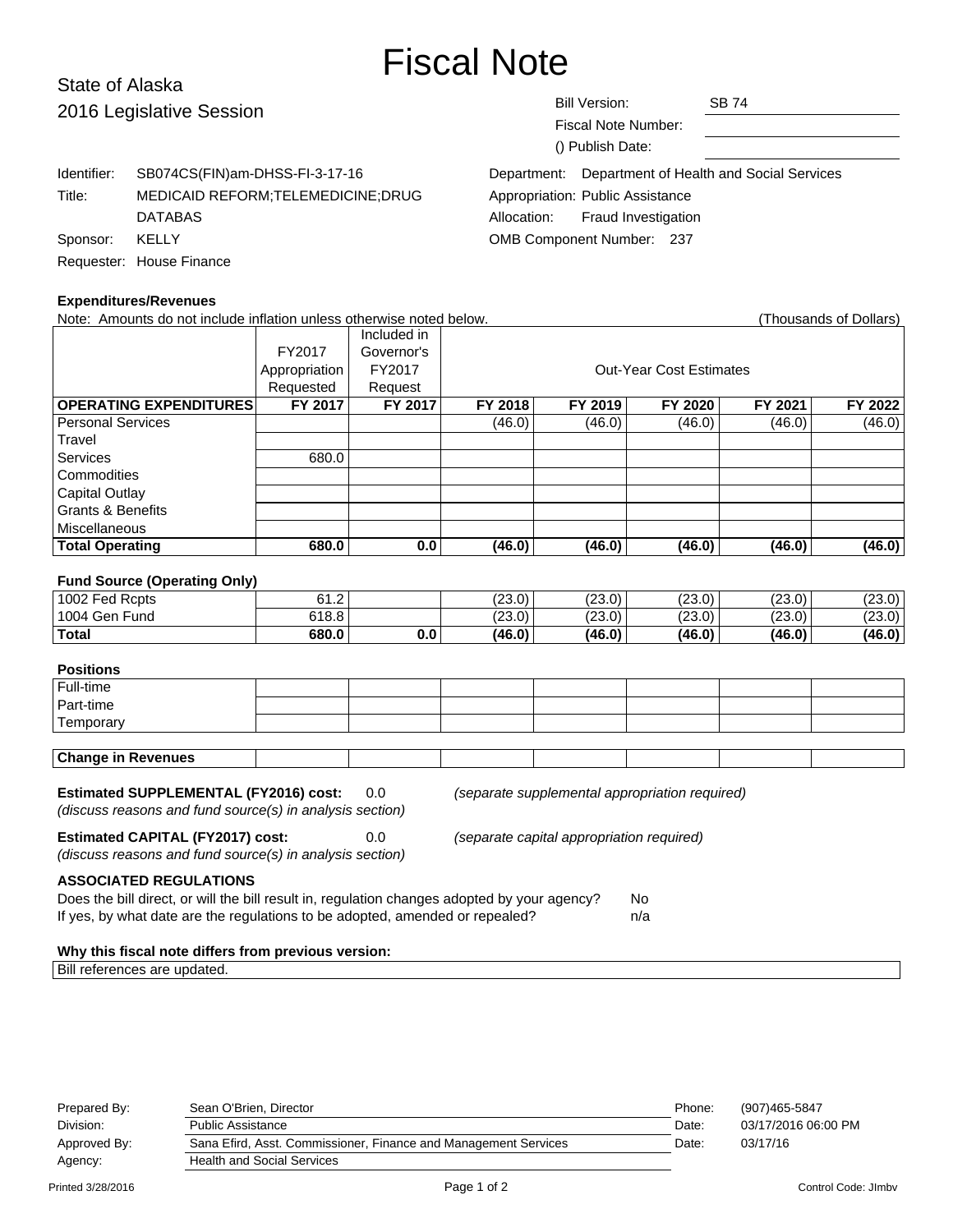# Fiscal Note

State of Alaska
2016 Legislative Session

Bill Version: SB 74
Fiscal Note Number:
() Publish Date:

Identifier: SB074CS(FIN)am-DHSS-FI-3-17-16
Title: MEDICAID REFORM;TELEMEDICINE;DRUG DATABAS
Sponsor: KELLY
Requester: House Finance

Department: Department of Health and Social Services
Appropriation: Public Assistance
Allocation: Fraud Investigation
OMB Component Number: 237

**Expenditures/Revenues**

Note: Amounts do not include inflation unless otherwise noted below. (Thousands of Dollars)

| | FY2017 Appropriation Requested | Included in Governor's FY2017 Request | Out-Year Cost Estimates | | | | |
|---|---|---|---|---|---|---|---|
| **OPERATING EXPENDITURES** | **FY 2017** | **FY 2017** | **FY 2018** | **FY 2019** | **FY 2020** | **FY 2021** | **FY 2022** |
| Personal Services | | | (46.0) | (46.0) | (46.0) | (46.0) | (46.0) |
| Travel | | | | | | | |
| Services | 680.0 | | | | | | |
| Commodities | | | | | | | |
| Capital Outlay | | | | | | | |
| Grants & Benefits | | | | | | | |
| Miscellaneous | | | | | | | |
| **Total Operating** | **680.0** | **0.0** | **(46.0)** | **(46.0)** | **(46.0)** | **(46.0)** | **(46.0)** |

**Fund Source (Operating Only)**

| | | | | | | | |
|---|---|---|---|---|---|---|---|
| 1002 Fed Rcpts | 61.2 | | (23.0) | (23.0) | (23.0) | (23.0) | (23.0) |
| 1004 Gen Fund | 618.8 | | (23.0) | (23.0) | (23.0) | (23.0) | (23.0) |
| **Total** | **680.0** | **0.0** | **(46.0)** | **(46.0)** | **(46.0)** | **(46.0)** | **(46.0)** |

**Positions**

| | | | | | | | |
|---|---|---|---|---|---|---|---|
| Full-time | | | | | | | |
| Part-time | | | | | | | |
| Temporary | | | | | | | |

| | | | | | | | |
|---|---|---|---|---|---|---|---|
| **Change in Revenues** | | | | | | | |

**Estimated SUPPLEMENTAL (FY2016) cost:** 0.0 *(separate supplemental appropriation required)*
*(discuss reasons and fund source(s) in analysis section)*

**Estimated CAPITAL (FY2017) cost:** 0.0 *(separate capital appropriation required)*
*(discuss reasons and fund source(s) in analysis section)*

**ASSOCIATED REGULATIONS**

Does the bill direct, or will the bill result in, regulation changes adopted by your agency? No
If yes, by what date are the regulations to be adopted, amended or repealed? n/a

**Why this fiscal note differs from previous version:**

Bill references are updated.

| | | | |
|---|---|---|---|
| Prepared By: | Sean O'Brien, Director | Phone: | (907)465-5847 |
| Division: | Public Assistance | Date: | 03/17/2016 06:00 PM |
| Approved By: | Sana Efird, Asst. Commissioner, Finance and Management Services | Date: | 03/17/16 |
| Agency: | Health and Social Services | | |

Printed 3/28/2016 Control Code: JImbv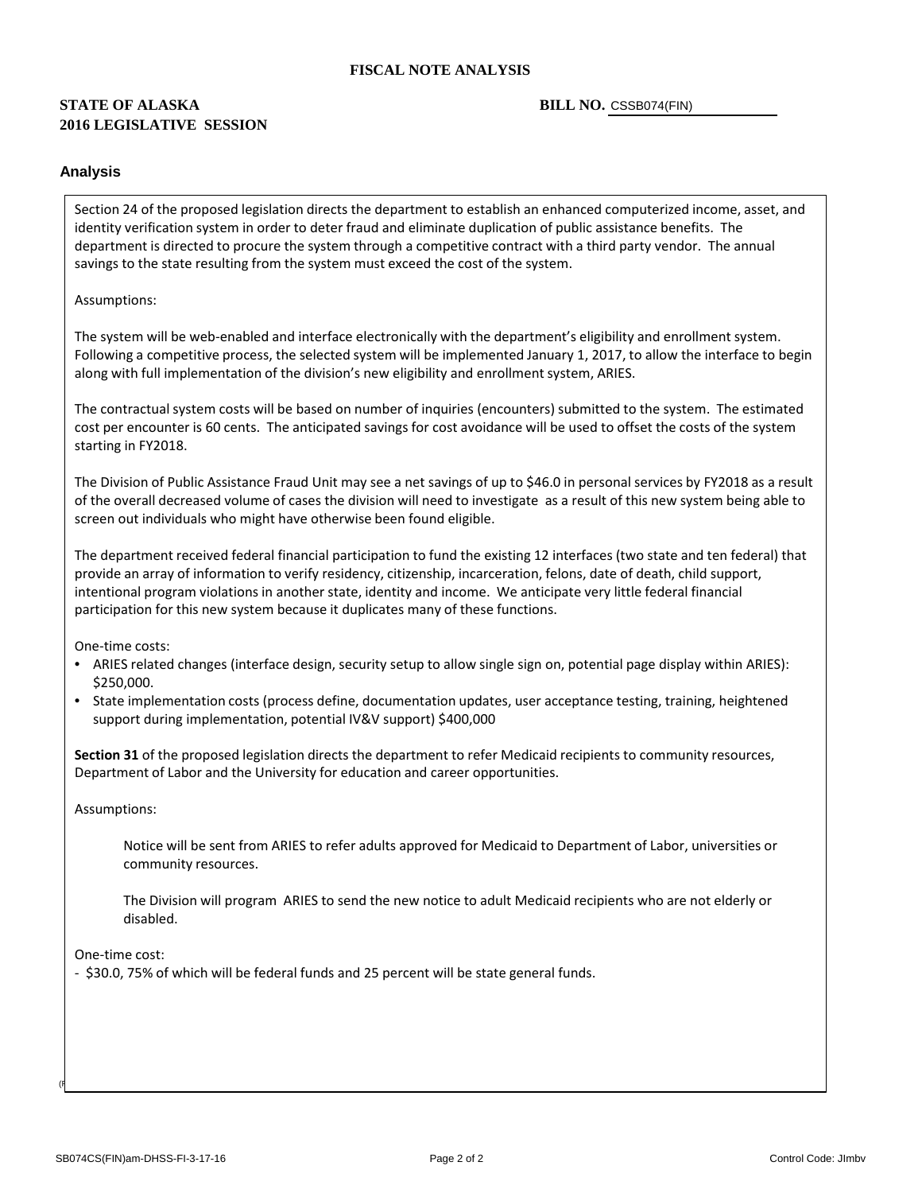**FISCAL NOTE ANALYSIS**

**STATE OF ALASKA**
**2016 LEGISLATIVE SESSION**

**BILL NO.** CSSB074(FIN)

## Analysis

Section 24 of the proposed legislation directs the department to establish an enhanced computerized income, asset, and identity verification system in order to deter fraud and eliminate duplication of public assistance benefits. The department is directed to procure the system through a competitive contract with a third party vendor. The annual savings to the state resulting from the system must exceed the cost of the system.

Assumptions:

The system will be web-enabled and interface electronically with the department's eligibility and enrollment system. Following a competitive process, the selected system will be implemented January 1, 2017, to allow the interface to begin along with full implementation of the division's new eligibility and enrollment system, ARIES.

The contractual system costs will be based on number of inquiries (encounters) submitted to the system. The estimated cost per encounter is 60 cents. The anticipated savings for cost avoidance will be used to offset the costs of the system starting in FY2018.

The Division of Public Assistance Fraud Unit may see a net savings of up to $46.0 in personal services by FY2018 as a result of the overall decreased volume of cases the division will need to investigate as a result of this new system being able to screen out individuals who might have otherwise been found eligible.

The department received federal financial participation to fund the existing 12 interfaces (two state and ten federal) that provide an array of information to verify residency, citizenship, incarceration, felons, date of death, child support, intentional program violations in another state, identity and income. We anticipate very little federal financial participation for this new system because it duplicates many of these functions.

One-time costs:

- ARIES related changes (interface design, security setup to allow single sign on, potential page display within ARIES): $250,000.
- State implementation costs (process define, documentation updates, user acceptance testing, training, heightened support during implementation, potential IV&V support) $400,000

**Section 31** of the proposed legislation directs the department to refer Medicaid recipients to community resources, Department of Labor and the University for education and career opportunities.

Assumptions:

Notice will be sent from ARIES to refer adults approved for Medicaid to Department of Labor, universities or community resources.

The Division will program ARIES to send the new notice to adult Medicaid recipients who are not elderly or disabled.

One-time cost:

- $30.0, 75% of which will be federal funds and 25 percent will be state general funds.